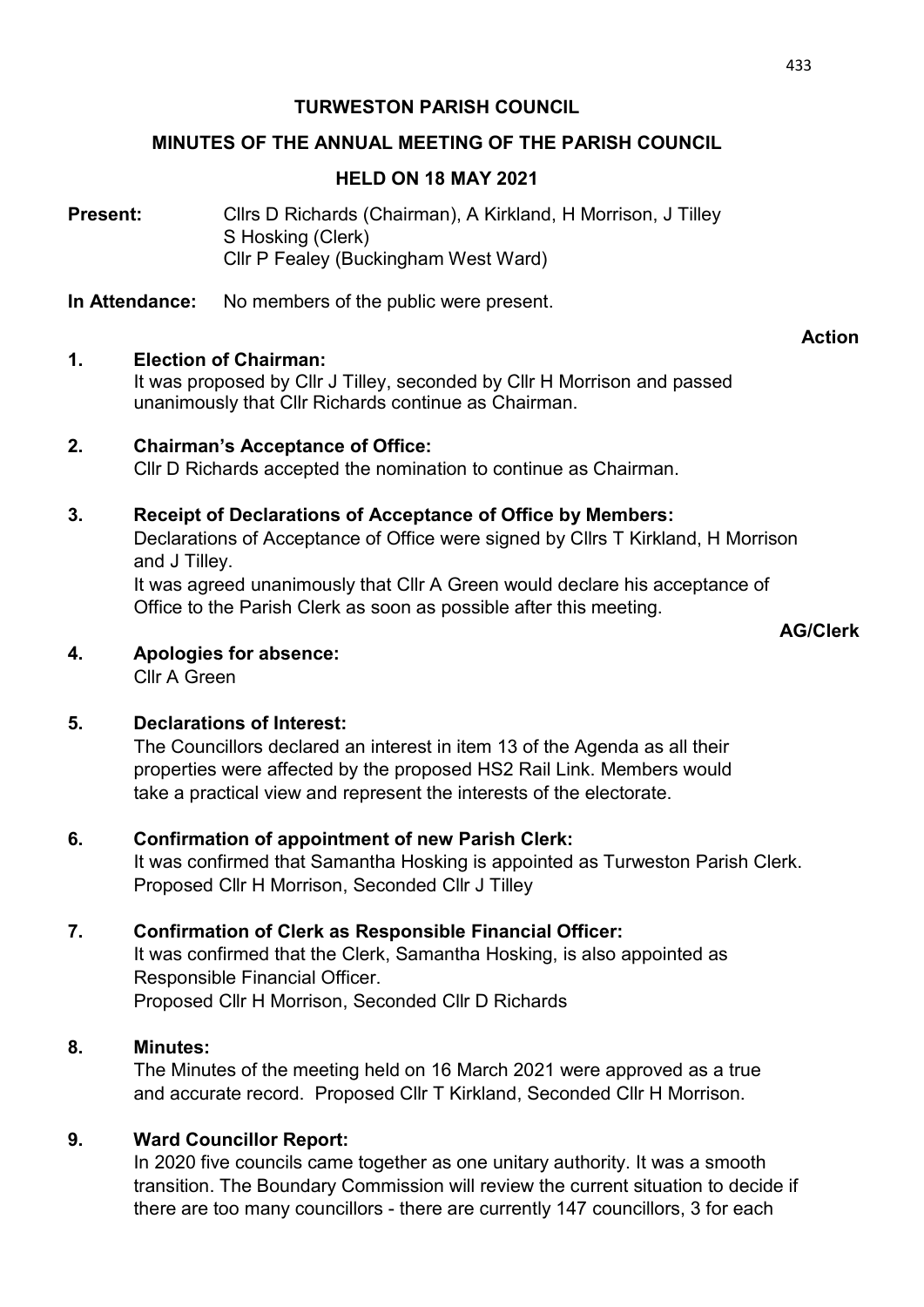# TURWESTON PARISH COUNCIL

## MINUTES OF THE ANNUAL MEETING OF THE PARISH COUNCIL

## HELD ON 18 MAY 2021

**Present:** Cllrs D Richards (Chairman), A Kirkland, H Morrison, J Tilley
S Hosking (Clerk)
Cllr P Fealey (Buckingham West Ward)

**In Attendance:** No members of the public were present.

**Action**

**1. Election of Chairman:**
It was proposed by Cllr J Tilley, seconded by Cllr H Morrison and passed unanimously that Cllr Richards continue as Chairman.

**2. Chairman's Acceptance of Office:**
Cllr D Richards accepted the nomination to continue as Chairman.

**3. Receipt of Declarations of Acceptance of Office by Members:**
Declarations of Acceptance of Office were signed by Cllrs T Kirkland, H Morrison and J Tilley.
It was agreed unanimously that Cllr A Green would declare his acceptance of Office to the Parish Clerk as soon as possible after this meeting.

**AG/Clerk**

**4. Apologies for absence:**
Cllr A Green

**5. Declarations of Interest:**
The Councillors declared an interest in item 13 of the Agenda as all their properties were affected by the proposed HS2 Rail Link. Members would take a practical view and represent the interests of the electorate.

**6. Confirmation of appointment of new Parish Clerk:**
It was confirmed that Samantha Hosking is appointed as Turweston Parish Clerk.
Proposed Cllr H Morrison, Seconded Cllr J Tilley

**7. Confirmation of Clerk as Responsible Financial Officer:**
It was confirmed that the Clerk, Samantha Hosking, is also appointed as Responsible Financial Officer.
Proposed Cllr H Morrison, Seconded Cllr D Richards

**8. Minutes:**
The Minutes of the meeting held on 16 March 2021 were approved as a true and accurate record. Proposed Cllr T Kirkland, Seconded Cllr H Morrison.

**9. Ward Councillor Report:**
In 2020 five councils came together as one unitary authority. It was a smooth transition. The Boundary Commission will review the current situation to decide if there are too many councillors - there are currently 147 councillors, 3 for each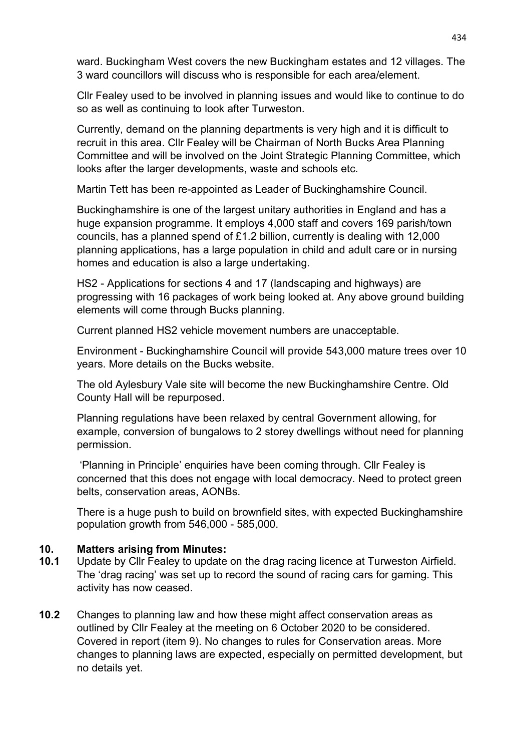ward. Buckingham West covers the new Buckingham estates and 12 villages. The 3 ward councillors will discuss who is responsible for each area/element.

Cllr Fealey used to be involved in planning issues and would like to continue to do so as well as continuing to look after Turweston.

Currently, demand on the planning departments is very high and it is difficult to recruit in this area. Cllr Fealey will be Chairman of North Bucks Area Planning Committee and will be involved on the Joint Strategic Planning Committee, which looks after the larger developments, waste and schools etc.

Martin Tett has been re-appointed as Leader of Buckinghamshire Council.

Buckinghamshire is one of the largest unitary authorities in England and has a huge expansion programme. It employs 4,000 staff and covers 169 parish/town councils, has a planned spend of £1.2 billion, currently is dealing with 12,000 planning applications, has a large population in child and adult care or in nursing homes and education is also a large undertaking.

HS2 - Applications for sections 4 and 17 (landscaping and highways) are progressing with 16 packages of work being looked at. Any above ground building elements will come through Bucks planning.

Current planned HS2 vehicle movement numbers are unacceptable.

Environment - Buckinghamshire Council will provide 543,000 mature trees over 10 years. More details on the Bucks website.

The old Aylesbury Vale site will become the new Buckinghamshire Centre. Old County Hall will be repurposed.

Planning regulations have been relaxed by central Government allowing, for example, conversion of bungalows to 2 storey dwellings without need for planning permission.

'Planning in Principle' enquiries have been coming through. Cllr Fealey is concerned that this does not engage with local democracy. Need to protect green belts, conservation areas, AONBs.

There is a huge push to build on brownfield sites, with expected Buckinghamshire population growth from 546,000 - 585,000.

## 10. Matters arising from Minutes:

**10.1** Update by Cllr Fealey to update on the drag racing licence at Turweston Airfield. The 'drag racing' was set up to record the sound of racing cars for gaming. This activity has now ceased.

**10.2** Changes to planning law and how these might affect conservation areas as outlined by Cllr Fealey at the meeting on 6 October 2020 to be considered. Covered in report (item 9). No changes to rules for Conservation areas. More changes to planning laws are expected, especially on permitted development, but no details yet.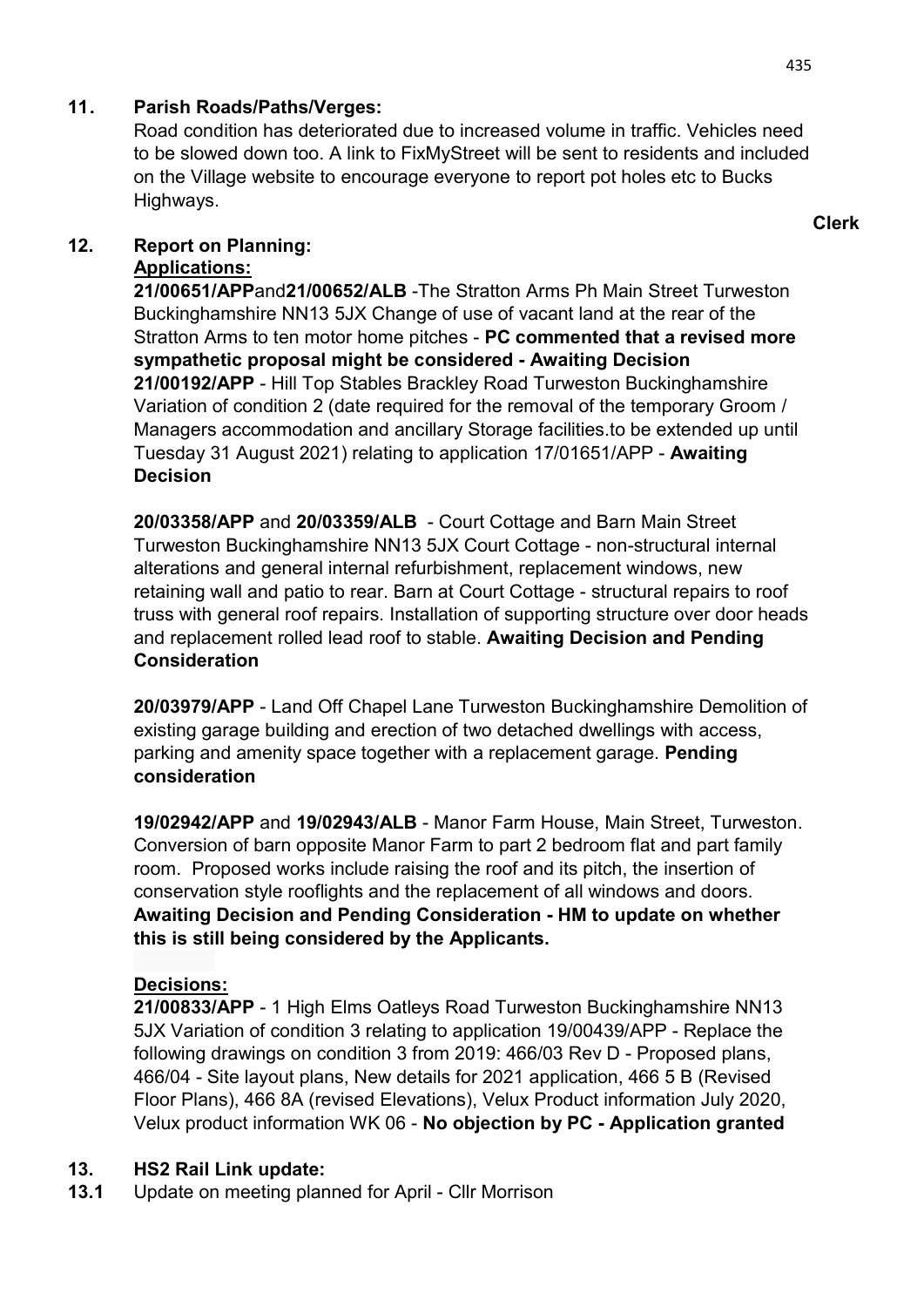**11. Parish Roads/Paths/Verges:**

Road condition has deteriorated due to increased volume in traffic. Vehicles need to be slowed down too. A link to FixMyStreet will be sent to residents and included on the Village website to encourage everyone to report pot holes etc to Bucks Highways.

**Clerk**

**12. Report on Planning:**

**Applications:**

**21/00651/APP**and**21/00652/ALB** -The Stratton Arms Ph Main Street Turweston Buckinghamshire NN13 5JX Change of use of vacant land at the rear of the Stratton Arms to ten motor home pitches - **PC commented that a revised more sympathetic proposal might be considered - Awaiting Decision**

**21/00192/APP** - Hill Top Stables Brackley Road Turweston Buckinghamshire Variation of condition 2 (date required for the removal of the temporary Groom / Managers accommodation and ancillary Storage facilities.to be extended up until Tuesday 31 August 2021) relating to application 17/01651/APP - **Awaiting Decision**

**20/03358/APP** and **20/03359/ALB** - Court Cottage and Barn Main Street Turweston Buckinghamshire NN13 5JX Court Cottage - non-structural internal alterations and general internal refurbishment, replacement windows, new retaining wall and patio to rear. Barn at Court Cottage - structural repairs to roof truss with general roof repairs. Installation of supporting structure over door heads and replacement rolled lead roof to stable. **Awaiting Decision and Pending Consideration**

**20/03979/APP** - Land Off Chapel Lane Turweston Buckinghamshire Demolition of existing garage building and erection of two detached dwellings with access, parking and amenity space together with a replacement garage. **Pending consideration**

**19/02942/APP** and **19/02943/ALB** - Manor Farm House, Main Street, Turweston. Conversion of barn opposite Manor Farm to part 2 bedroom flat and part family room. Proposed works include raising the roof and its pitch, the insertion of conservation style rooflights and the replacement of all windows and doors. **Awaiting Decision and Pending Consideration - HM to update on whether this is still being considered by the Applicants.**

**Decisions:**

**21/00833/APP** - 1 High Elms Oatleys Road Turweston Buckinghamshire NN13 5JX Variation of condition 3 relating to application 19/00439/APP - Replace the following drawings on condition 3 from 2019: 466/03 Rev D - Proposed plans, 466/04 - Site layout plans, New details for 2021 application, 466 5 B (Revised Floor Plans), 466 8A (revised Elevations), Velux Product information July 2020, Velux product information WK 06 - **No objection by PC - Application granted**

**13. HS2 Rail Link update:**

**13.1** Update on meeting planned for April - Cllr Morrison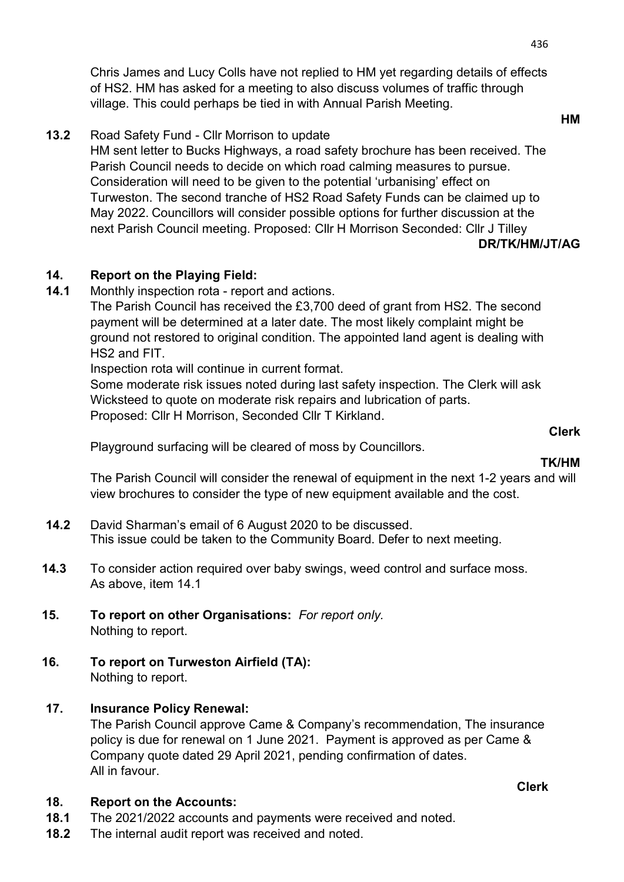Chris James and Lucy Colls have not replied to HM yet regarding details of effects of HS2. HM has asked for a meeting to also discuss volumes of traffic through village. This could perhaps be tied in with Annual Parish Meeting.

**HM**

**13.2** Road Safety Fund - Cllr Morrison to update

HM sent letter to Bucks Highways, a road safety brochure has been received. The Parish Council needs to decide on which road calming measures to pursue. Consideration will need to be given to the potential 'urbanising' effect on Turweston. The second tranche of HS2 Road Safety Funds can be claimed up to May 2022. Councillors will consider possible options for further discussion at the next Parish Council meeting. Proposed: Cllr H Morrison Seconded: Cllr J Tilley

**DR/TK/HM/JT/AG**

**14. Report on the Playing Field:**

**14.1** Monthly inspection rota - report and actions.

The Parish Council has received the £3,700 deed of grant from HS2. The second payment will be determined at a later date. The most likely complaint might be ground not restored to original condition. The appointed land agent is dealing with HS2 and FIT.

Inspection rota will continue in current format.

Some moderate risk issues noted during last safety inspection. The Clerk will ask Wicksteed to quote on moderate risk repairs and lubrication of parts.

Proposed: Cllr H Morrison, Seconded Cllr T Kirkland.

**Clerk**

Playground surfacing will be cleared of moss by Councillors.

**TK/HM**

The Parish Council will consider the renewal of equipment in the next 1-2 years and will view brochures to consider the type of new equipment available and the cost.

**14.2** David Sharman's email of 6 August 2020 to be discussed.

This issue could be taken to the Community Board. Defer to next meeting.

**14.3** To consider action required over baby swings, weed control and surface moss.

As above, item 14.1

**15. To report on other Organisations:** *For report only.*

Nothing to report.

**16. To report on Turweston Airfield (TA):**

Nothing to report.

**17. Insurance Policy Renewal:**

The Parish Council approve Came & Company's recommendation, The insurance policy is due for renewal on 1 June 2021. Payment is approved as per Came & Company quote dated 29 April 2021, pending confirmation of dates.

All in favour.

**Clerk**

**18. Report on the Accounts:**

**18.1** The 2021/2022 accounts and payments were received and noted.

**18.2** The internal audit report was received and noted.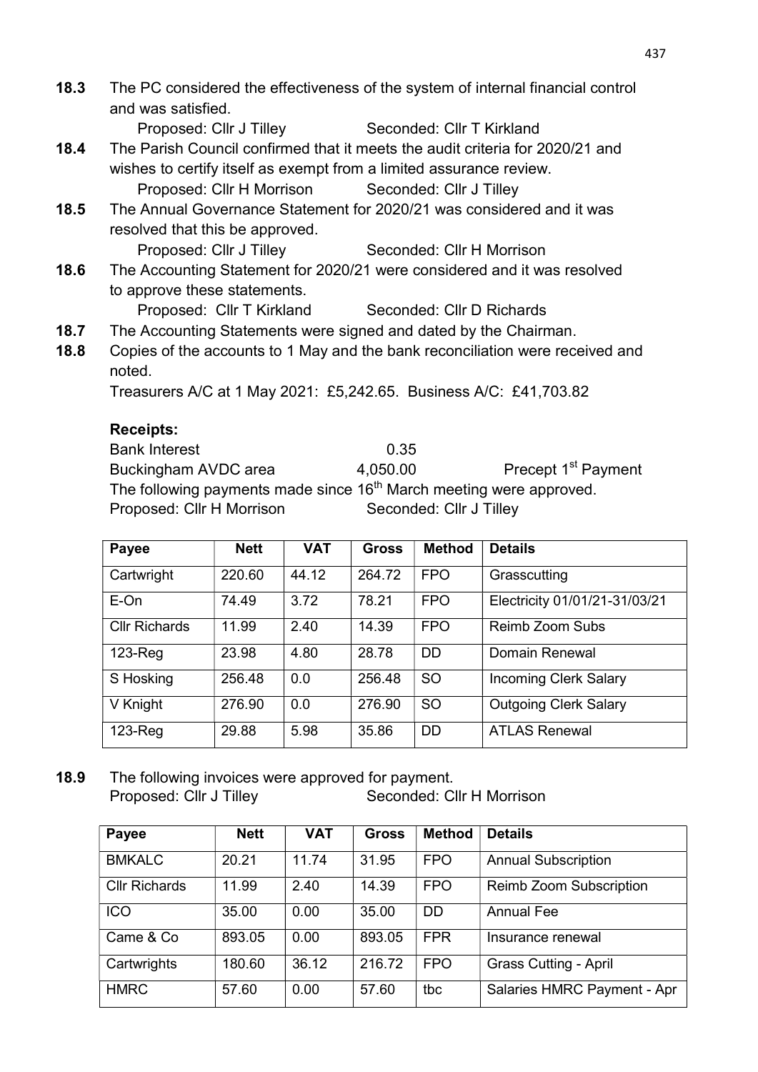**18.3** The PC considered the effectiveness of the system of internal financial control and was satisfied.

Proposed: Cllr J Tilley Seconded: Cllr T Kirkland

**18.4** The Parish Council confirmed that it meets the audit criteria for 2020/21 and wishes to certify itself as exempt from a limited assurance review.

Proposed: Cllr H Morrison Seconded: Cllr J Tilley

**18.5** The Annual Governance Statement for 2020/21 was considered and it was resolved that this be approved.

Proposed: Cllr J Tilley Seconded: Cllr H Morrison

**18.6** The Accounting Statement for 2020/21 were considered and it was resolved to approve these statements.

Proposed: Cllr T Kirkland Seconded: Cllr D Richards

**18.7** The Accounting Statements were signed and dated by the Chairman.

**18.8** Copies of the accounts to 1 May and the bank reconciliation were received and noted.

Treasurers A/C at 1 May 2021: £5,242.65. Business A/C: £41,703.82

**Receipts:**

Bank Interest 0.35

Buckingham AVDC area 4,050.00 Precept 1st Payment

The following payments made since 16th March meeting were approved.

Proposed: Cllr H Morrison Seconded: Cllr J Tilley

| Payee | Nett | VAT | Gross | Method | Details |
|---|---|---|---|---|---|
| Cartwright | 220.60 | 44.12 | 264.72 | FPO | Grasscutting |
| E-On | 74.49 | 3.72 | 78.21 | FPO | Electricity 01/01/21-31/03/21 |
| Cllr Richards | 11.99 | 2.40 | 14.39 | FPO | Reimb Zoom Subs |
| 123-Reg | 23.98 | 4.80 | 28.78 | DD | Domain Renewal |
| S Hosking | 256.48 | 0.0 | 256.48 | SO | Incoming Clerk Salary |
| V Knight | 276.90 | 0.0 | 276.90 | SO | Outgoing Clerk Salary |
| 123-Reg | 29.88 | 5.98 | 35.86 | DD | ATLAS Renewal |

**18.9** The following invoices were approved for payment.

Proposed: Cllr J Tilley Seconded: Cllr H Morrison

| Payee | Nett | VAT | Gross | Method | Details |
|---|---|---|---|---|---|
| BMKALC | 20.21 | 11.74 | 31.95 | FPO | Annual Subscription |
| Cllr Richards | 11.99 | 2.40 | 14.39 | FPO | Reimb Zoom Subscription |
| ICO | 35.00 | 0.00 | 35.00 | DD | Annual Fee |
| Came & Co | 893.05 | 0.00 | 893.05 | FPR | Insurance renewal |
| Cartwrights | 180.60 | 36.12 | 216.72 | FPO | Grass Cutting - April |
| HMRC | 57.60 | 0.00 | 57.60 | tbc | Salaries HMRC Payment - Apr |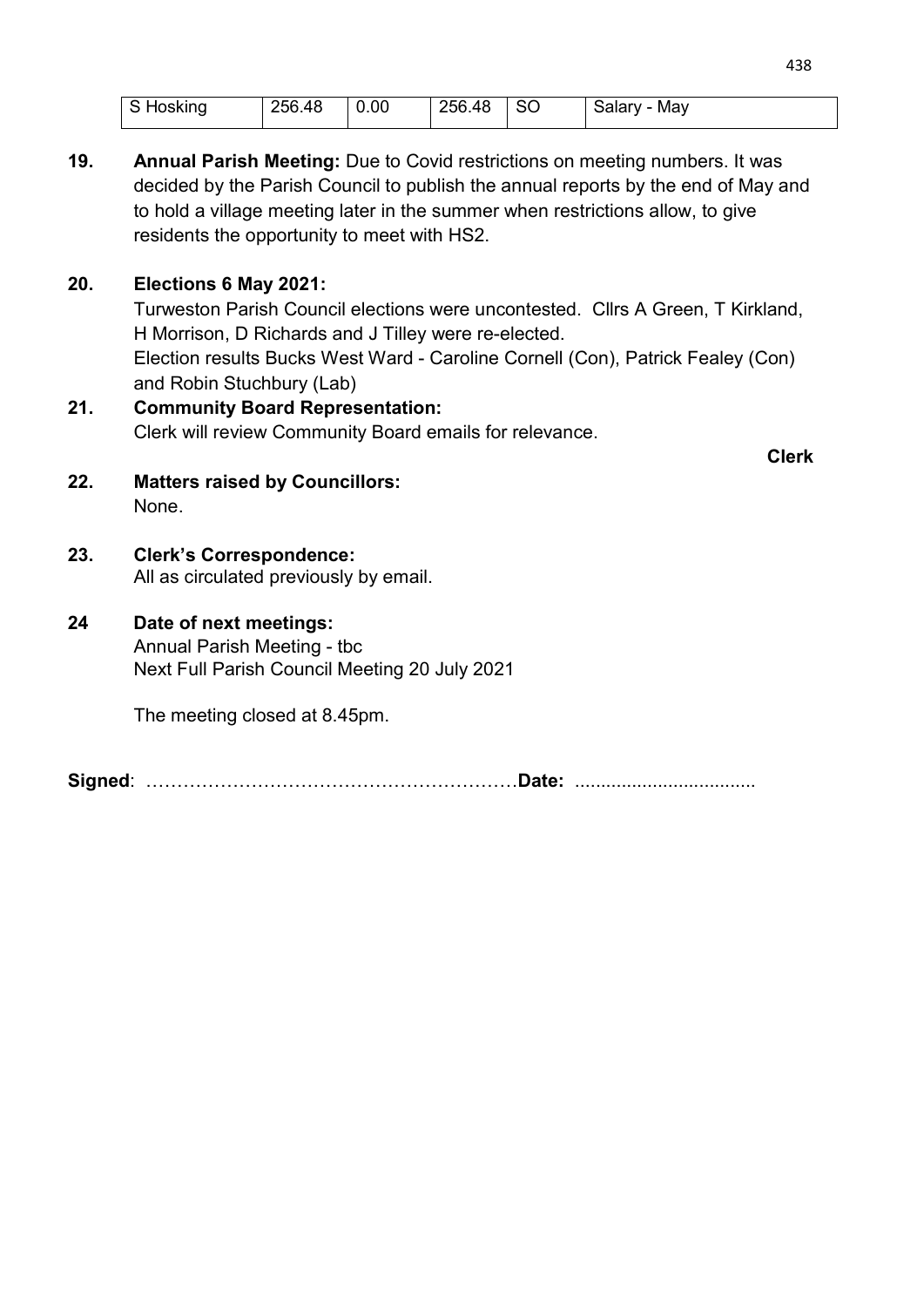| | | | | | |
|---|---|---|---|---|---|
| S Hosking | 256.48 | 0.00 | 256.48 | SO | Salary - May |

**19. Annual Parish Meeting:** Due to Covid restrictions on meeting numbers. It was decided by the Parish Council to publish the annual reports by the end of May and to hold a village meeting later in the summer when restrictions allow, to give residents the opportunity to meet with HS2.

**20. Elections 6 May 2021:**

Turweston Parish Council elections were uncontested. Cllrs A Green, T Kirkland, H Morrison, D Richards and J Tilley were re-elected.
Election results Bucks West Ward - Caroline Cornell (Con), Patrick Fealey (Con) and Robin Stuchbury (Lab)

**21. Community Board Representation:**

Clerk will review Community Board emails for relevance.

**Clerk**

**22. Matters raised by Councillors:**

None.

**23. Clerk's Correspondence:**

All as circulated previously by email.

**24 Date of next meetings:**

Annual Parish Meeting - tbc
Next Full Parish Council Meeting 20 July 2021

The meeting closed at 8.45pm.

**Signed**: …………………………………………………….**Date:** ...................................